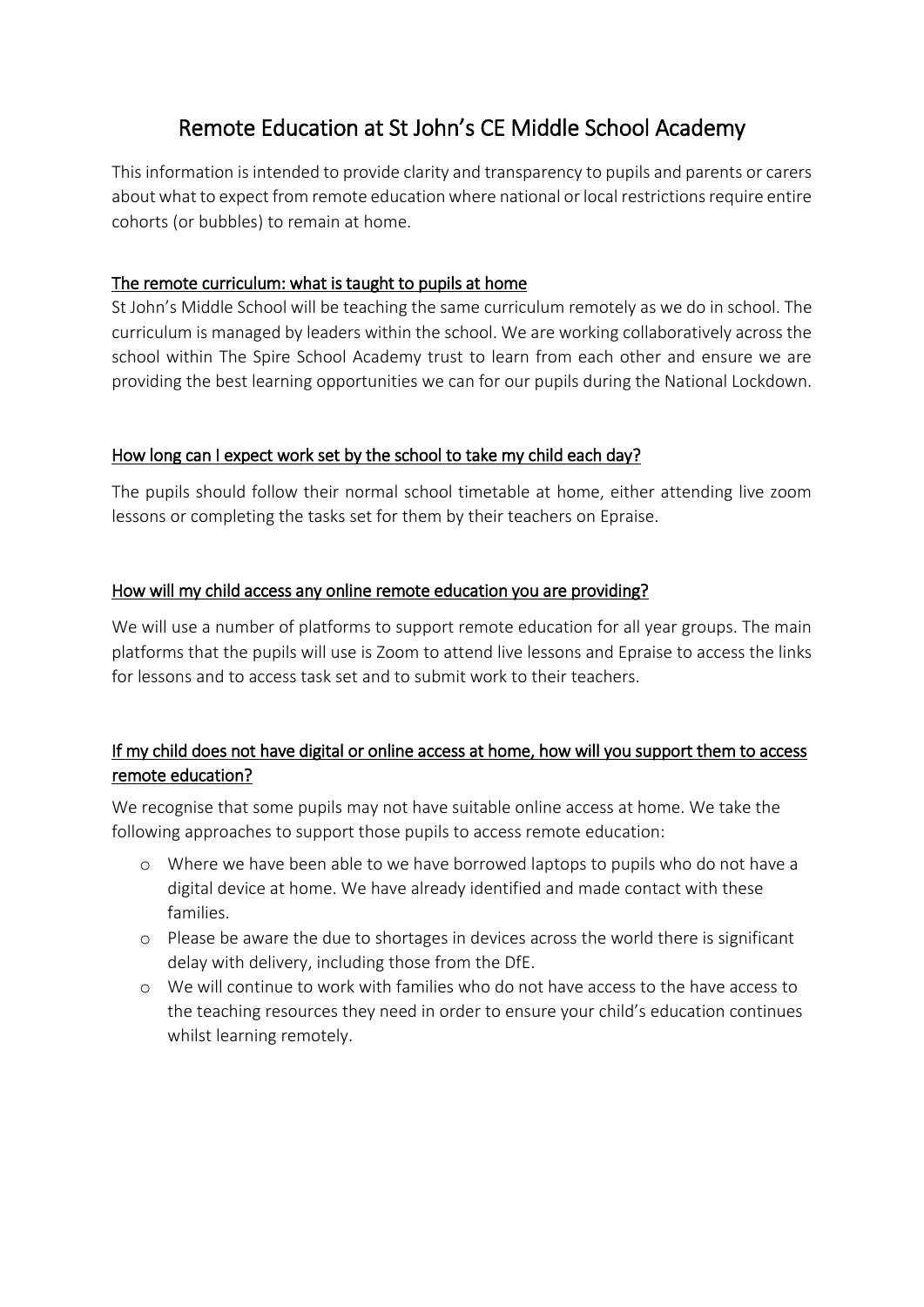# Remote Education at St John's CE Middle School Academy

This information is intended to provide clarity and transparency to pupils and parents or carers about what to expect from remote education where national or local restrictions require entire cohorts (or bubbles) to remain at home.

## The remote curriculum: what is taught to pupils at home

St John's Middle School will be teaching the same curriculum remotely as we do in school. The curriculum is managed by leaders within the school. We are working collaboratively across the school within The Spire School Academy trust to learn from each other and ensure we are providing the best learning opportunities we can for our pupils during the National Lockdown.

## How long can I expect work set by the school to take my child each day?

The pupils should follow their normal school timetable at home, either attending live zoom lessons or completing the tasks set for them by their teachers on Epraise.

## How will my child access any online remote education you are providing?

We will use a number of platforms to support remote education for all year groups. The main platforms that the pupils will use is Zoom to attend live lessons and Epraise to access the links for lessons and to access task set and to submit work to their teachers.

## If my child does not have digital or online access at home, how will you support them to access remote education?

We recognise that some pupils may not have suitable online access at home. We take the following approaches to support those pupils to access remote education:

- Where we have been able to we have borrowed laptops to pupils who do not have a digital device at home. We have already identified and made contact with these families.
- Please be aware the due to shortages in devices across the world there is significant delay with delivery, including those from the DfE.
- We will continue to work with families who do not have access to the have access to the teaching resources they need in order to ensure your child's education continues whilst learning remotely.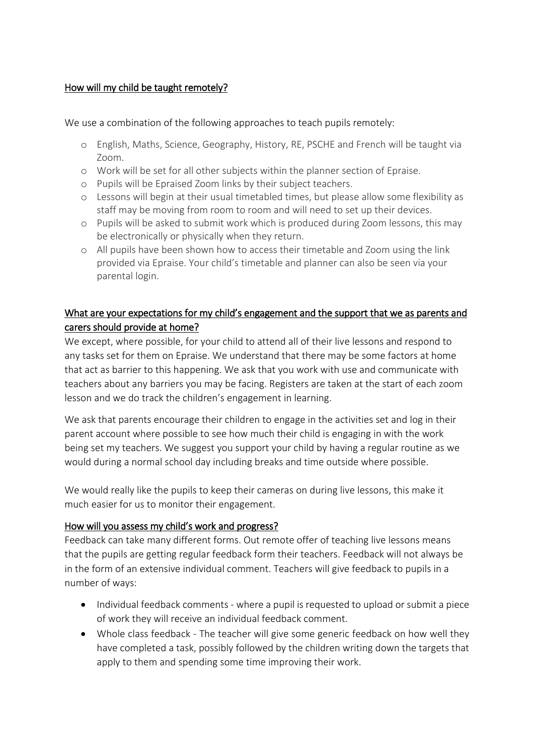## How will my child be taught remotely?

We use a combination of the following approaches to teach pupils remotely:

- English, Maths, Science, Geography, History, RE, PSCHE and French will be taught via Zoom.
- Work will be set for all other subjects within the planner section of Epraise.
- Pupils will be Epraised Zoom links by their subject teachers.
- Lessons will begin at their usual timetabled times, but please allow some flexibility as staff may be moving from room to room and will need to set up their devices.
- Pupils will be asked to submit work which is produced during Zoom lessons, this may be electronically or physically when they return.
- All pupils have been shown how to access their timetable and Zoom using the link provided via Epraise. Your child's timetable and planner can also be seen via your parental login.

## What are your expectations for my child's engagement and the support that we as parents and carers should provide at home?

We except, where possible, for your child to attend all of their live lessons and respond to any tasks set for them on Epraise. We understand that there may be some factors at home that act as barrier to this happening. We ask that you work with use and communicate with teachers about any barriers you may be facing. Registers are taken at the start of each zoom lesson and we do track the children's engagement in learning.

We ask that parents encourage their children to engage in the activities set and log in their parent account where possible to see how much their child is engaging in with the work being set my teachers. We suggest you support your child by having a regular routine as we would during a normal school day including breaks and time outside where possible.

We would really like the pupils to keep their cameras on during live lessons, this make it much easier for us to monitor their engagement.

## How will you assess my child's work and progress?

Feedback can take many different forms. Out remote offer of teaching live lessons means that the pupils are getting regular feedback form their teachers. Feedback will not always be in the form of an extensive individual comment. Teachers will give feedback to pupils in a number of ways:

- Individual feedback comments - where a pupil is requested to upload or submit a piece of work they will receive an individual feedback comment.
- Whole class feedback - The teacher will give some generic feedback on how well they have completed a task, possibly followed by the children writing down the targets that apply to them and spending some time improving their work.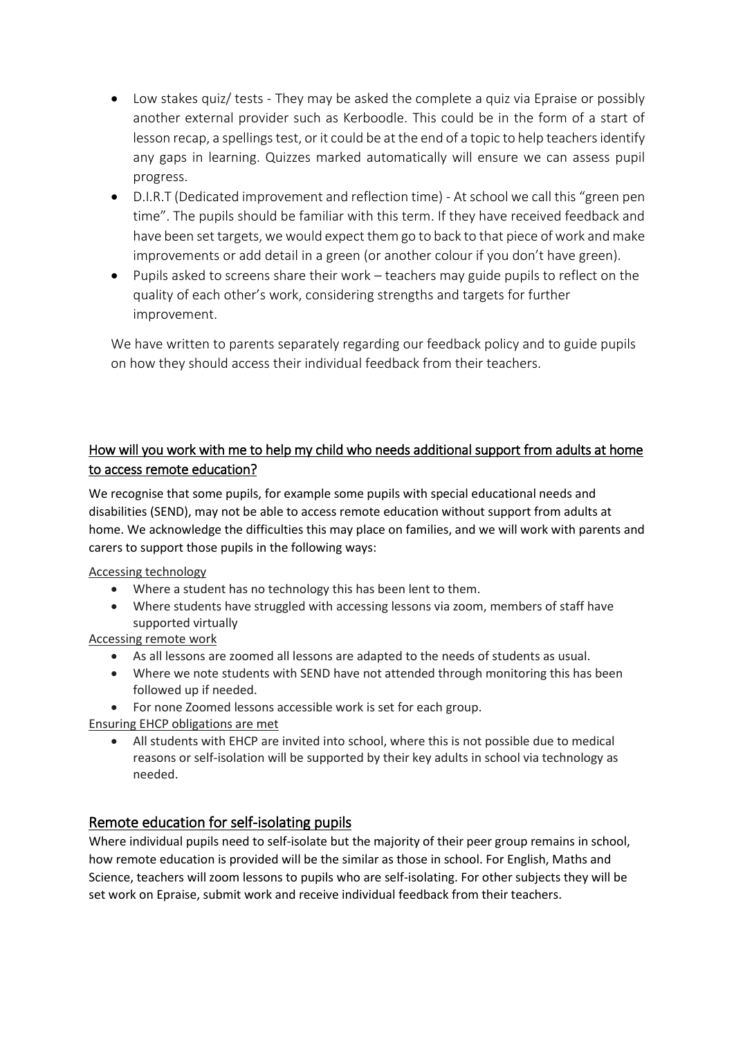- Low stakes quiz/ tests - They may be asked the complete a quiz via Epraise or possibly another external provider such as Kerboodle. This could be in the form of a start of lesson recap, a spellings test, or it could be at the end of a topic to help teachers identify any gaps in learning. Quizzes marked automatically will ensure we can assess pupil progress.
- D.I.R.T (Dedicated improvement and reflection time) - At school we call this "green pen time". The pupils should be familiar with this term. If they have received feedback and have been set targets, we would expect them go to back to that piece of work and make improvements or add detail in a green (or another colour if you don't have green).
- Pupils asked to screens share their work – teachers may guide pupils to reflect on the quality of each other's work, considering strengths and targets for further improvement.

We have written to parents separately regarding our feedback policy and to guide pupils on how they should access their individual feedback from their teachers.

### How will you work with me to help my child who needs additional support from adults at home to access remote education?

We recognise that some pupils, for example some pupils with special educational needs and disabilities (SEND), may not be able to access remote education without support from adults at home. We acknowledge the difficulties this may place on families, and we will work with parents and carers to support those pupils in the following ways:

Accessing technology

- Where a student has no technology this has been lent to them.
- Where students have struggled with accessing lessons via zoom, members of staff have supported virtually

Accessing remote work

- As all lessons are zoomed all lessons are adapted to the needs of students as usual.
- Where we note students with SEND have not attended through monitoring this has been followed up if needed.
- For none Zoomed lessons accessible work is set for each group.

Ensuring EHCP obligations are met

- All students with EHCP are invited into school, where this is not possible due to medical reasons or self-isolation will be supported by their key adults in school via technology as needed.

## Remote education for self-isolating pupils

Where individual pupils need to self-isolate but the majority of their peer group remains in school, how remote education is provided will be the similar as those in school. For English, Maths and Science, teachers will zoom lessons to pupils who are self-isolating. For other subjects they will be set work on Epraise, submit work and receive individual feedback from their teachers.